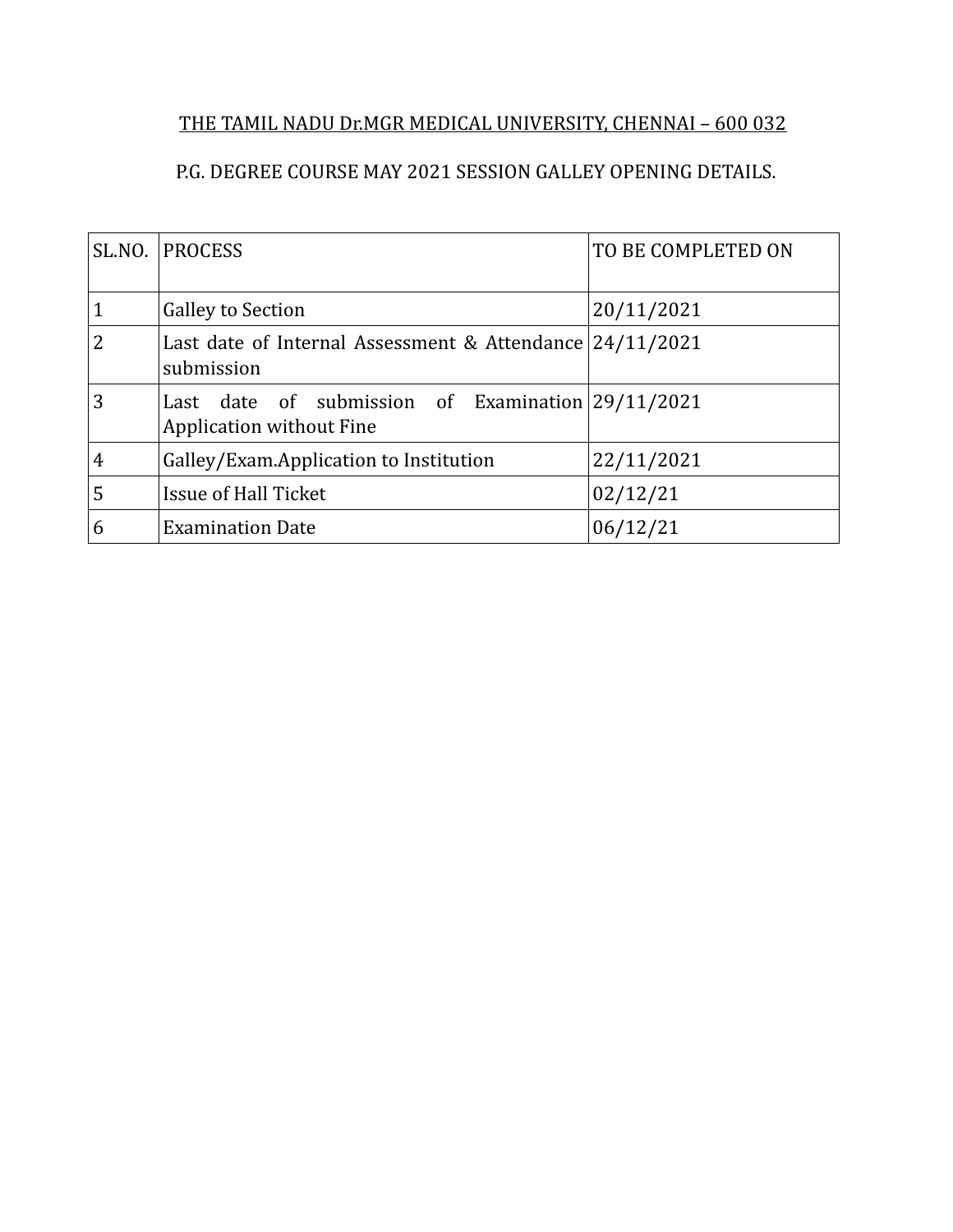THE TAMIL NADU Dr.MGR MEDICAL UNIVERSITY, CHENNAI – 600 032

P.G. DEGREE COURSE MAY 2021 SESSION GALLEY OPENING DETAILS.

| SL.NO. | PROCESS | TO BE COMPLETED ON |
|---|---|---|
| 1 | Galley to Section | 20/11/2021 |
| 2 | Last date of Internal Assessment & Attendance submission | 24/11/2021 |
| 3 | Last date of submission of Examination Application without Fine | 29/11/2021 |
| 4 | Galley/Exam.Application to Institution | 22/11/2021 |
| 5 | Issue of Hall Ticket | 02/12/21 |
| 6 | Examination Date | 06/12/21 |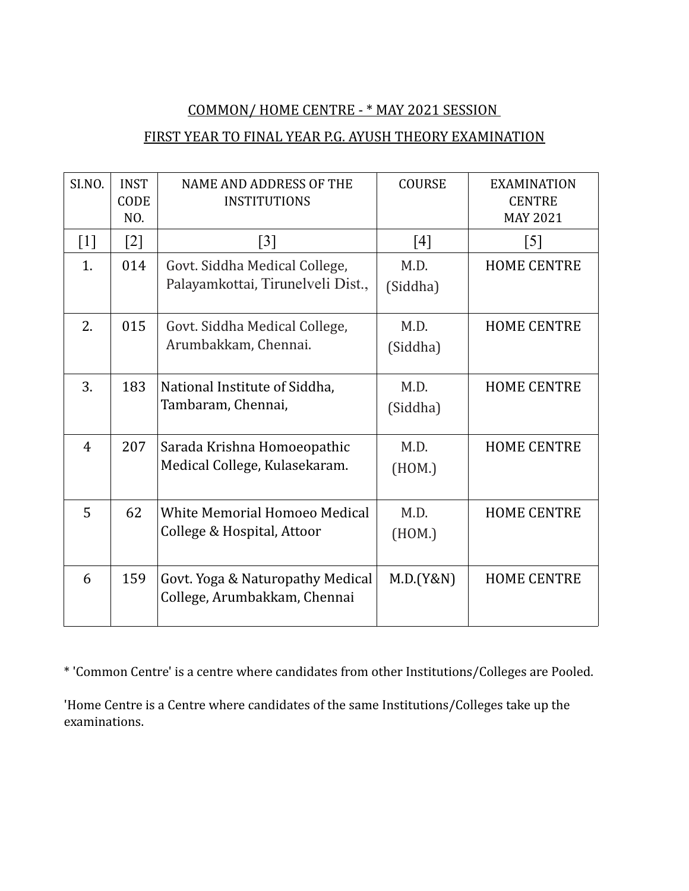COMMON/ HOME CENTRE - * MAY 2021 SESSION

FIRST YEAR TO FINAL YEAR P.G. AYUSH THEORY EXAMINATION

| SI.NO. | INST CODE NO. | NAME AND ADDRESS OF THE INSTITUTIONS | COURSE | EXAMINATION CENTRE MAY 2021 |
|---|---|---|---|---|
| [1] | [2] | [3] | [4] | [5] |
| 1. | 014 | Govt. Siddha Medical College, Palayamkottai, Tirunelveli Dist., | M.D. (Siddha) | HOME CENTRE |
| 2. | 015 | Govt. Siddha Medical College, Arumbakkam, Chennai. | M.D. (Siddha) | HOME CENTRE |
| 3. | 183 | National Institute of Siddha, Tambaram, Chennai, | M.D. (Siddha) | HOME CENTRE |
| 4 | 207 | Sarada Krishna Homoeopathic Medical College, Kulasekaram. | M.D. (HOM.) | HOME CENTRE |
| 5 | 62 | White Memorial Homoeo Medical College & Hospital, Attoor | M.D. (HOM.) | HOME CENTRE |
| 6 | 159 | Govt. Yoga & Naturopathy Medical College, Arumbakkam, Chennai | M.D.(Y&N) | HOME CENTRE |

* 'Common Centre' is a centre where candidates from other Institutions/Colleges are Pooled.

'Home Centre is a Centre where candidates of the same Institutions/Colleges take up the examinations.